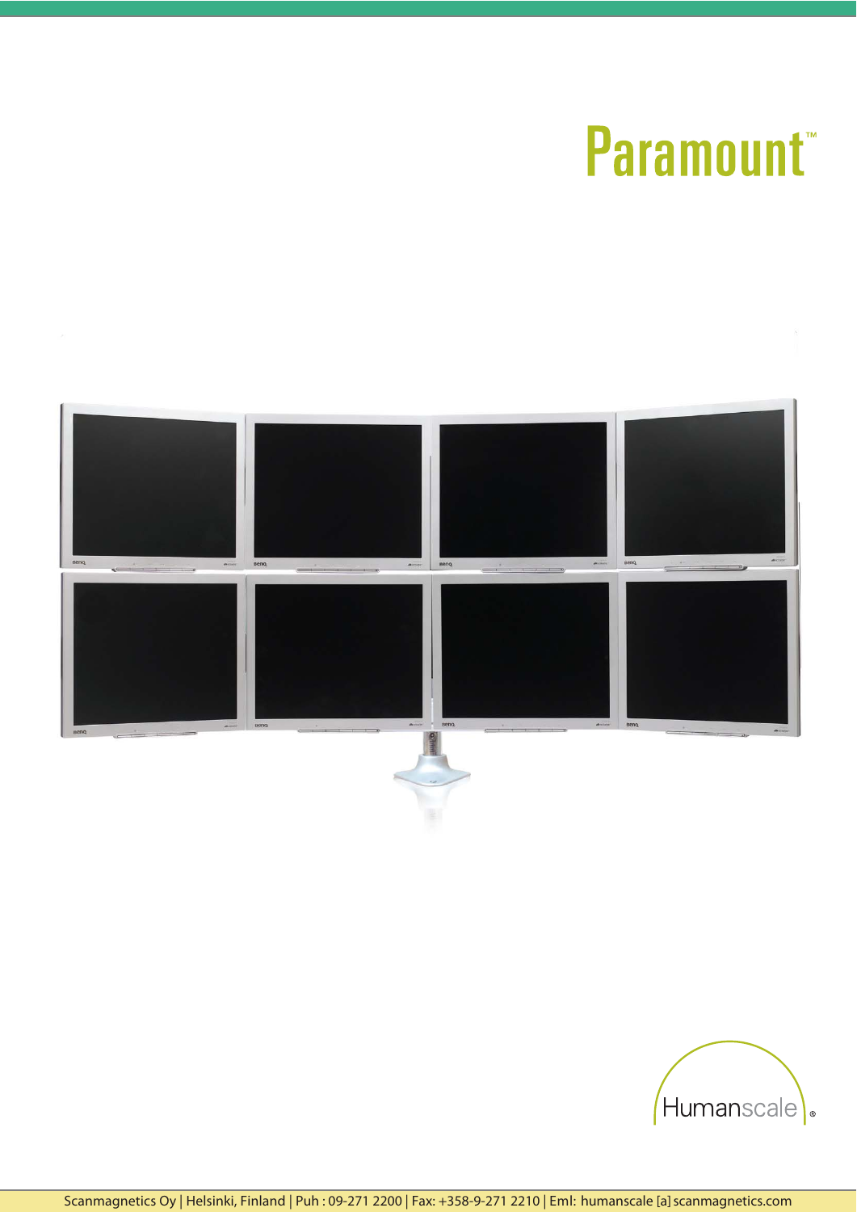# Paramount™

Humanscale®

Scanmagnetics Oy | Helsinki, Finland | Puh : 09-271 2200 | Fax: +358-9-271 2210 | Eml: humanscale [a] scanmagnetics.com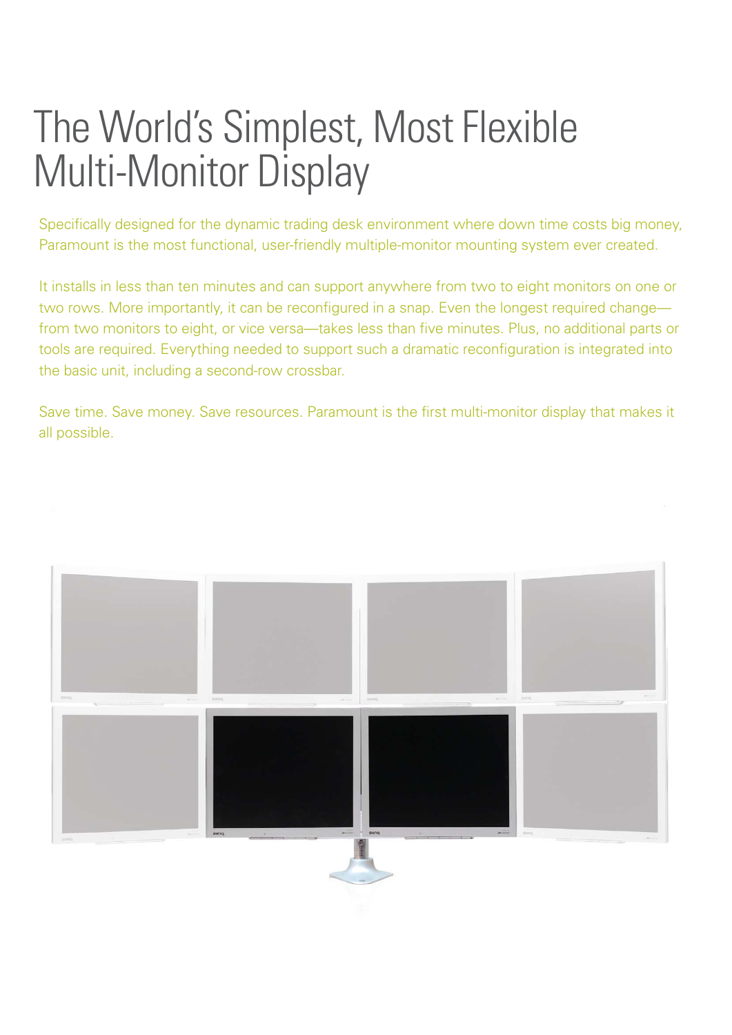# The World's Simplest, Most Flexible Multi-Monitor Display

Specifically designed for the dynamic trading desk environment where down time costs big money, Paramount is the most functional, user-friendly multiple-monitor mounting system ever created.

It installs in less than ten minutes and can support anywhere from two to eight monitors on one or two rows. More importantly, it can be reconfigured in a snap. Even the longest required change—from two monitors to eight, or vice versa—takes less than five minutes. Plus, no additional parts or tools are required. Everything needed to support such a dramatic reconfiguration is integrated into the basic unit, including a second-row crossbar.

Save time. Save money. Save resources. Paramount is the first multi-monitor display that makes it all possible.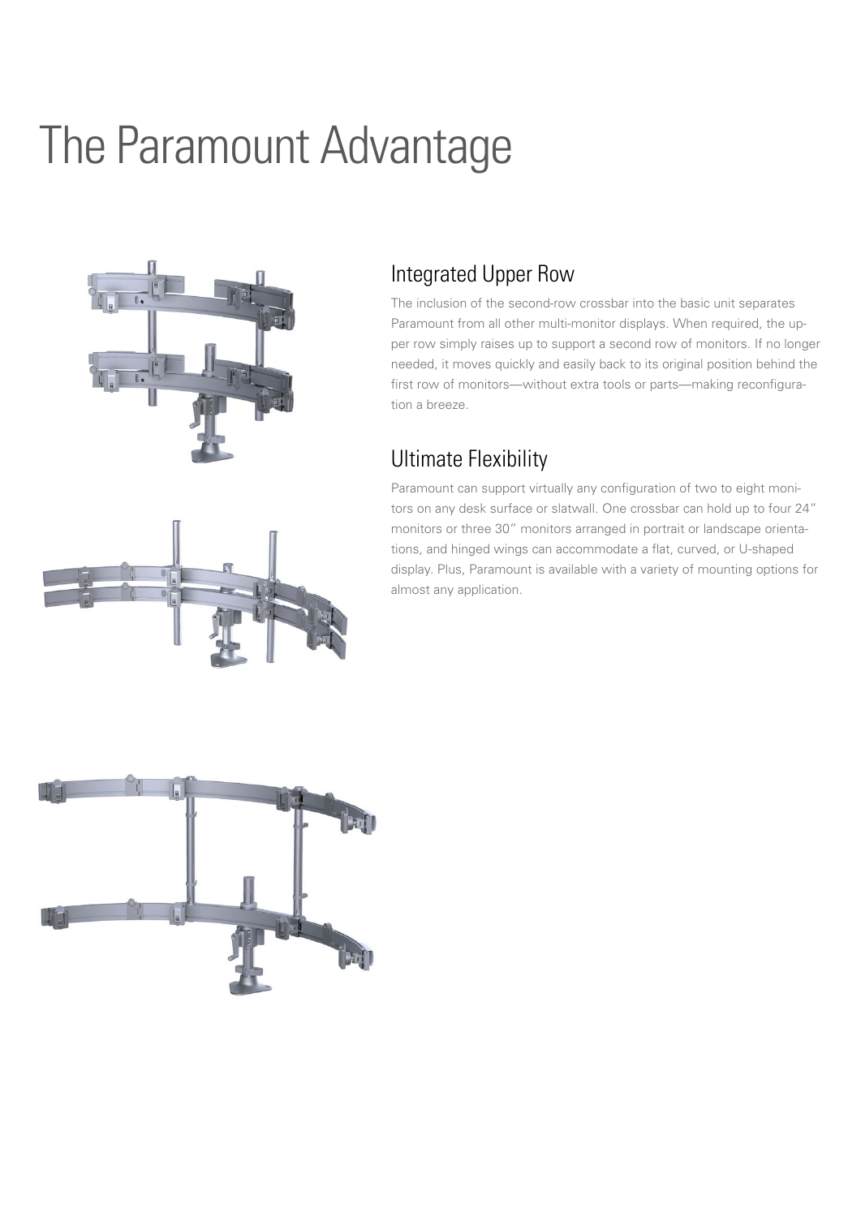# The Paramount Advantage

## Integrated Upper Row

The inclusion of the second-row crossbar into the basic unit separates Paramount from all other multi-monitor displays. When required, the upper row simply raises up to support a second row of monitors. If no longer needed, it moves quickly and easily back to its original position behind the first row of monitors—without extra tools or parts—making reconfiguration a breeze.

## Ultimate Flexibility

Paramount can support virtually any configuration of two to eight monitors on any desk surface or slatwall. One crossbar can hold up to four 24″ monitors or three 30″ monitors arranged in portrait or landscape orientations, and hinged wings can accommodate a flat, curved, or U-shaped display. Plus, Paramount is available with a variety of mounting options for almost any application.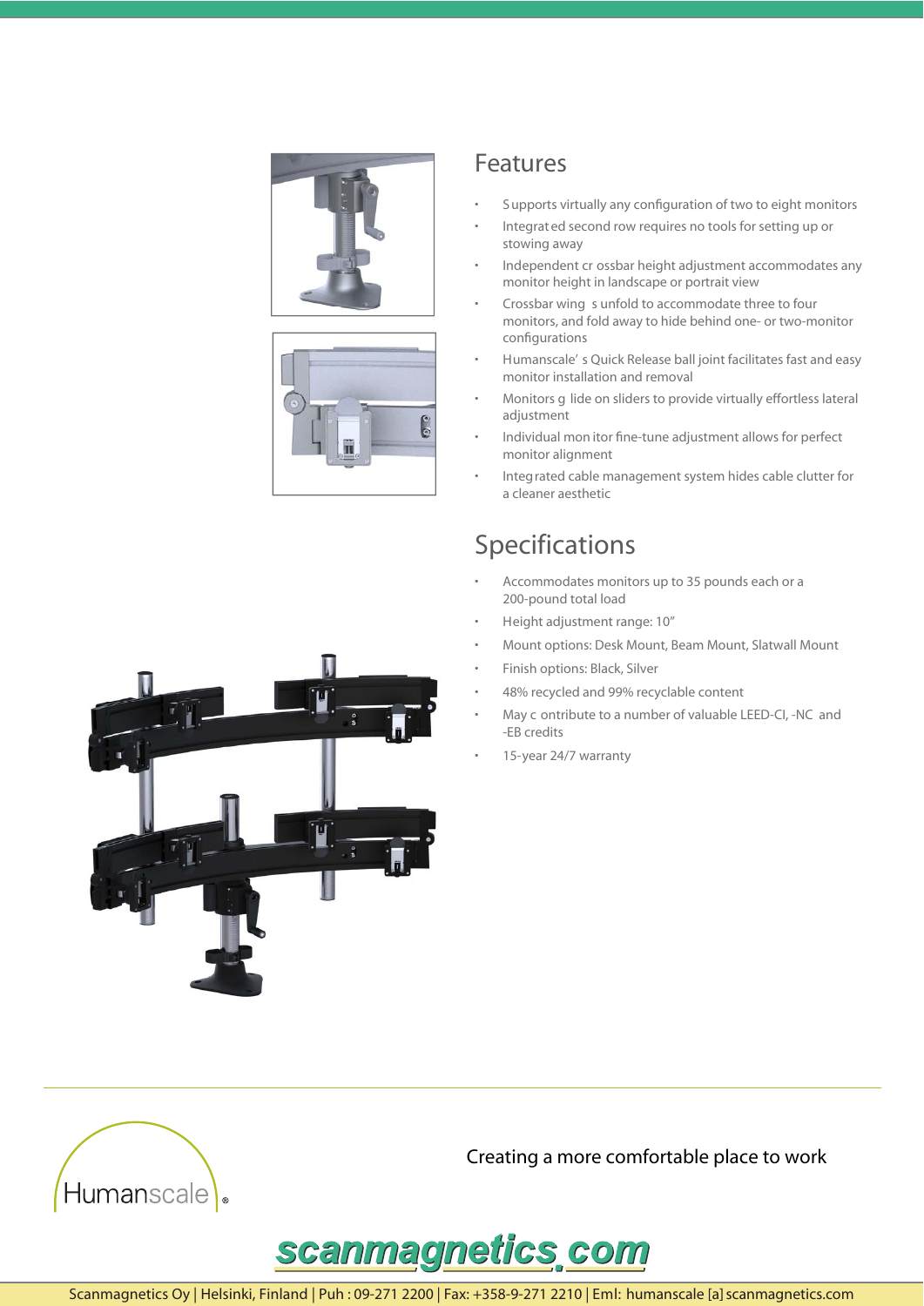## Features

- Supports virtually any configuration of two to eight monitors
- Integrated second row requires no tools for setting up or stowing away
- Independent crossbar height adjustment accommodates any monitor height in landscape or portrait view
- Crossbar wings unfold to accommodate three to four monitors, and fold away to hide behind one- or two-monitor configurations
- Humanscale's Quick Release ball joint facilitates fast and easy monitor installation and removal
- Monitors glide on sliders to provide virtually effortless lateral adjustment
- Individual monitor fine-tune adjustment allows for perfect monitor alignment
- Integrated cable management system hides cable clutter for a cleaner aesthetic

## Specifications

- Accommodates monitors up to 35 pounds each or a 200-pound total load
- Height adjustment range: 10"
- Mount options: Desk Mount, Beam Mount, Slatwall Mount
- Finish options: Black, Silver
- 48% recycled and 99% recyclable content
- May contribute to a number of valuable LEED-CI, -NC and -EB credits
- 15-year 24/7 warranty

Humanscale®

Creating a more comfortable place to work

scanmagnetics.com

Scanmagnetics Oy | Helsinki, Finland | Puh : 09-271 2200 | Fax: +358-9-271 2210 | Eml: humanscale [a] scanmagnetics.com